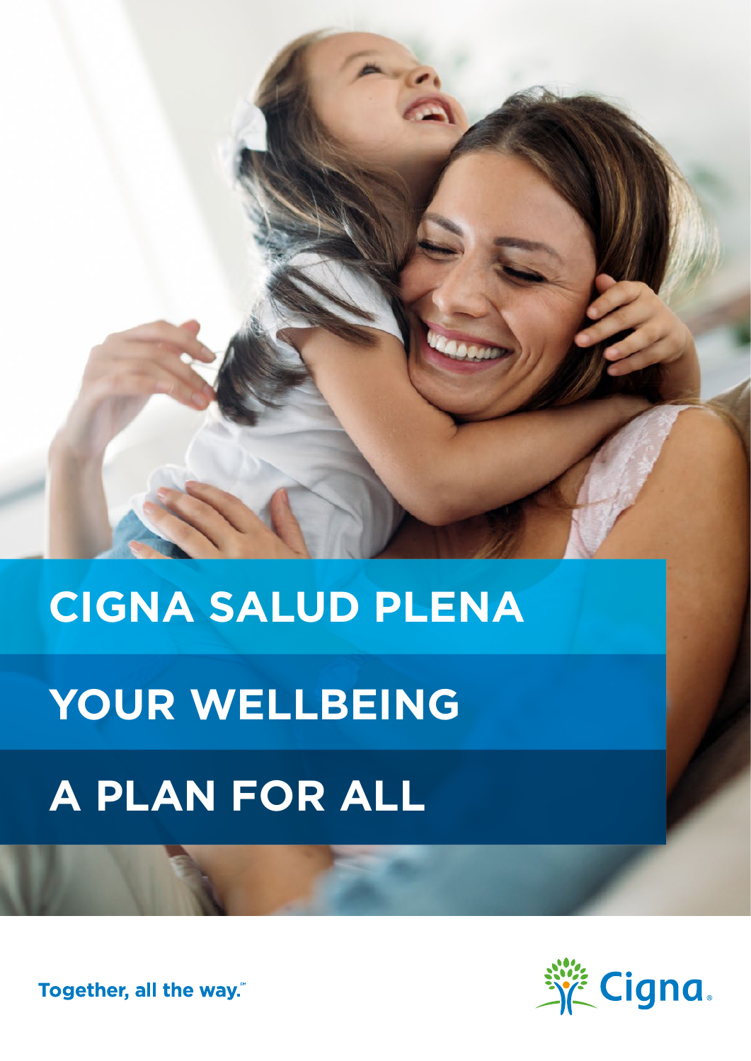# CIGNA SALUD PLENA

## YOUR WELLBEING

## A PLAN FOR ALL

Together, all the way.℠

Cigna®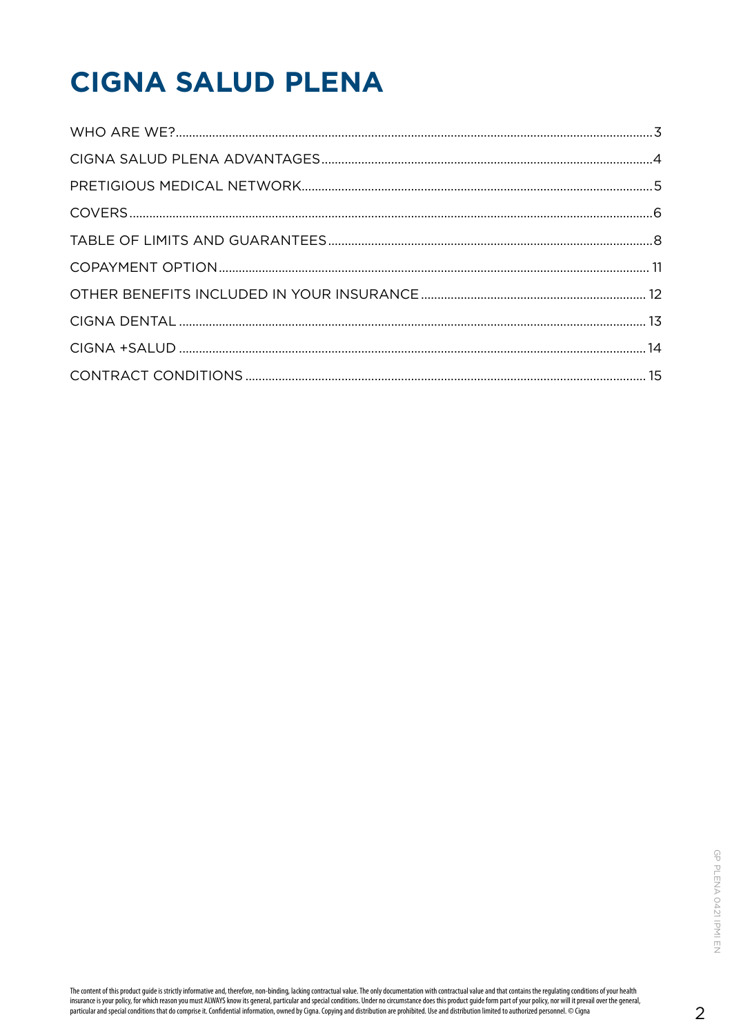# CIGNA SALUD PLENA

WHO ARE WE?....................................................3

CIGNA SALUD PLENA ADVANTAGES....................................................4

PRETIGIOUS MEDICAL NETWORK....................................................5

COVERS....................................................6

TABLE OF LIMITS AND GUARANTEES....................................................8

COPAYMENT OPTION....................................................11

OTHER BENEFITS INCLUDED IN YOUR INSURANCE....................................................12

CIGNA DENTAL....................................................13

CIGNA +SALUD....................................................14

CONTRACT CONDITIONS....................................................15

GP PLENA 0421 IPMI EN

The content of this product guide is strictly informative and, therefore, non-binding, lacking contractual value. The only documentation with contractual value and that contains the regulating conditions of your health insurance is your policy, for which reason you must ALWAYS know its general, particular and special conditions. Under no circumstance does this product guide form part of your policy, nor will it prevail over the general, particular and special conditions that do comprise it. Confidential information, owned by Cigna. Copying and distribution are prohibited. Use and distribution limited to authorized personnel. © Cigna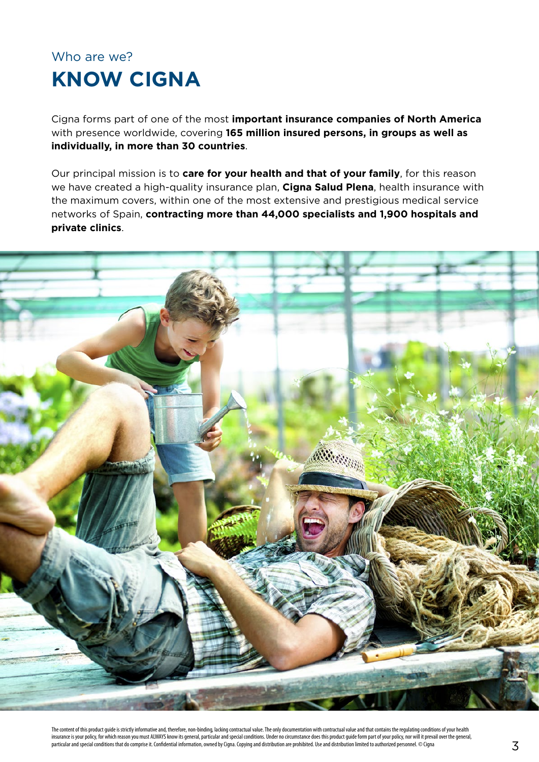Who are we?

# KNOW CIGNA

Cigna forms part of one of the most **important insurance companies of North America** with presence worldwide, covering **165 million insured persons, in groups as well as individually, in more than 30 countries**.

Our principal mission is to **care for your health and that of your family**, for this reason we have created a high-quality insurance plan, **Cigna Salud Plena**, health insurance with the maximum covers, within one of the most extensive and prestigious medical service networks of Spain, **contracting more than 44,000 specialists and 1,900 hospitals and private clinics**.

The content of this product guide is strictly informative and, therefore, non-binding, lacking contractual value. The only documentation with contractual value and that contains the regulating conditions of your health insurance is your policy, for which reason you must ALWAYS know its general, particular and special conditions. Under no circumstance does this product guide form part of your policy, nor will it prevail over the general, particular and special conditions that do comprise it. Confidential information, owned by Cigna. Copying and distribution are prohibited. Use and distribution limited to authorized personnel. © Cigna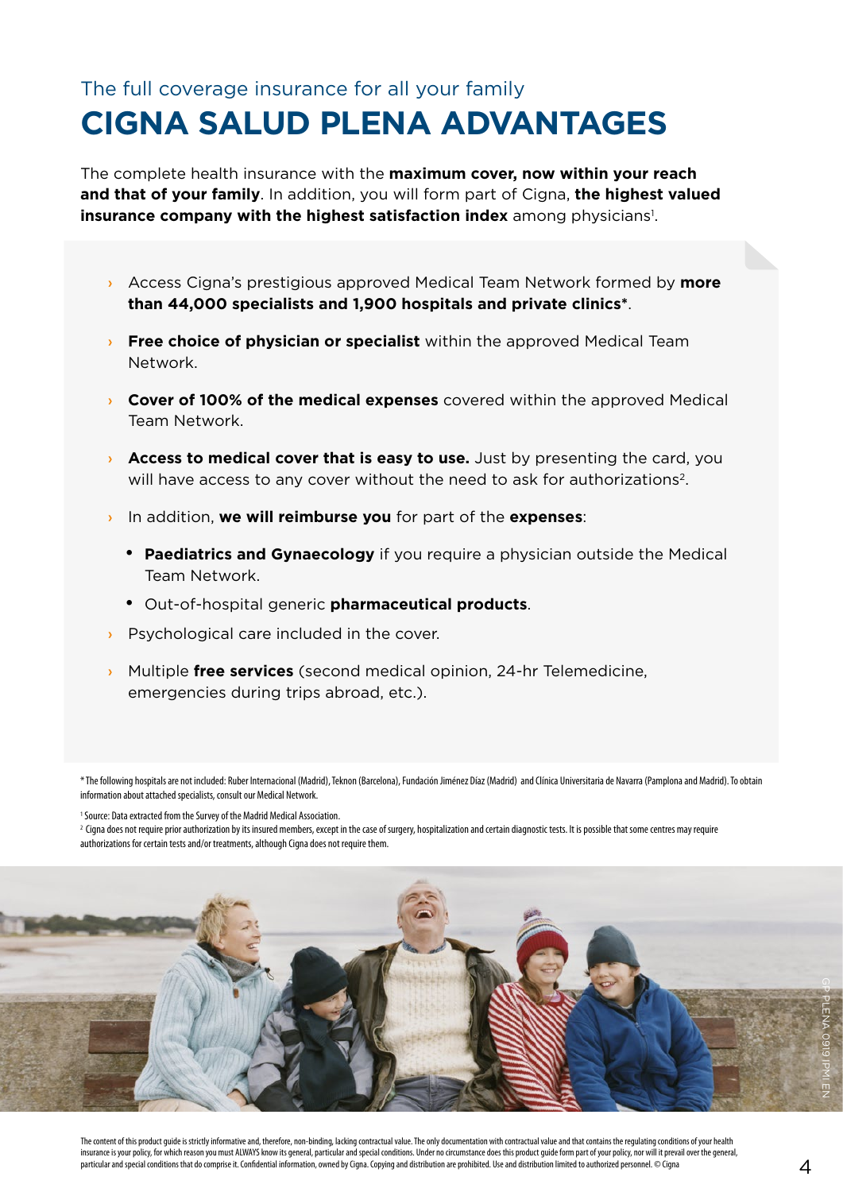The full coverage insurance for all your family

# CIGNA SALUD PLENA ADVANTAGES

The complete health insurance with the **maximum cover, now within your reach and that of your family**. In addition, you will form part of Cigna, **the highest valued insurance company with the highest satisfaction index** among physicians[1].

- Access Cigna's prestigious approved Medical Team Network formed by **more than 44,000 specialists and 1,900 hospitals and private clinics***.
- **Free choice of physician or specialist** within the approved Medical Team Network.
- **Cover of 100% of the medical expenses** covered within the approved Medical Team Network.
- **Access to medical cover that is easy to use.** Just by presenting the card, you will have access to any cover without the need to ask for authorizations[2].
- In addition, **we will reimburse you** for part of the **expenses**:
  - **Paediatrics and Gynaecology** if you require a physician outside the Medical Team Network.
  - Out-of-hospital generic **pharmaceutical products**.
- Psychological care included in the cover.
- Multiple **free services** (second medical opinion, 24-hr Telemedicine, emergencies during trips abroad, etc.).

* The following hospitals are not included: Ruber Internacional (Madrid), Teknon (Barcelona), Fundación Jiménez Díaz (Madrid) and Clínica Universitaria de Navarra (Pamplona and Madrid). To obtain information about attached specialists, consult our Medical Network.

[1] Source: Data extracted from the Survey of the Madrid Medical Association.

[2] Cigna does not require prior authorization by its insured members, except in the case of surgery, hospitalization and certain diagnostic tests. It is possible that some centres may require authorizations for certain tests and/or treatments, although Cigna does not require them.

GP PLENA 0919 IPMI EN

The content of this product guide is strictly informative and, therefore, non-binding, lacking contractual value. The only documentation with contractual value and that contains the regulating conditions of your health insurance is your policy, for which reason you must ALWAYS know its general, particular and special conditions. Under no circumstance does this product guide form part of your policy, nor will it prevail over the general, particular and special conditions that do comprise it. Confidential information, owned by Cigna. Copying and distribution are prohibited. Use and distribution limited to authorized personnel. © Cigna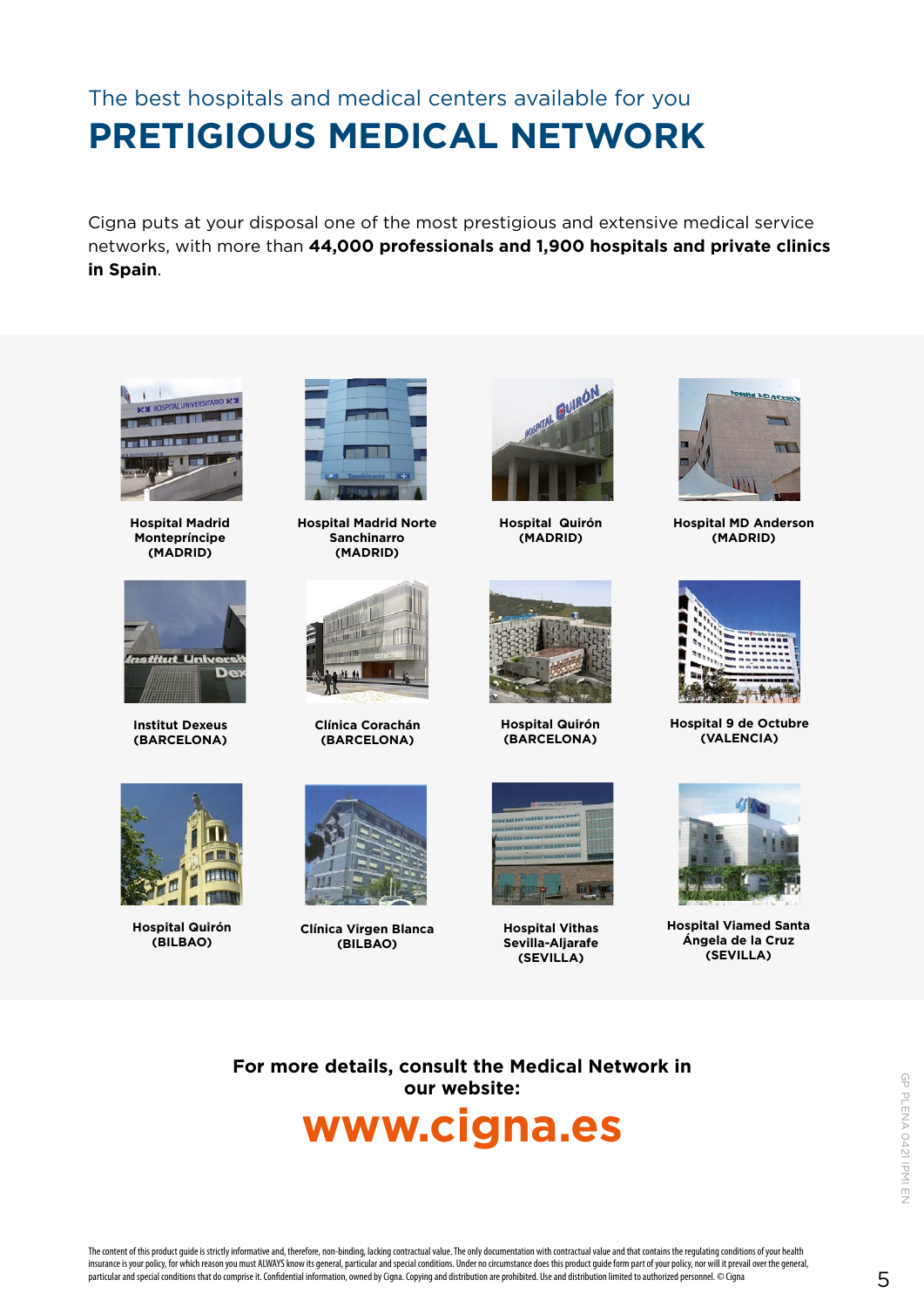The best hospitals and medical centers available for you

# PRETIGIOUS MEDICAL NETWORK

Cigna puts at your disposal one of the most prestigious and extensive medical service networks, with more than **44,000 professionals and 1,900 hospitals and private clinics in Spain**.

**Hospital Madrid Montepríncipe (MADRID)**

**Hospital Madrid Norte Sanchinarro (MADRID)**

**Hospital Quirón (MADRID)**

**Hospital MD Anderson (MADRID)**

**Institut Dexeus (BARCELONA)**

**Clínica Corachán (BARCELONA)**

**Hospital Quirón (BARCELONA)**

**Hospital 9 de Octubre (VALENCIA)**

**Hospital Quirón (BILBAO)**

**Clínica Virgen Blanca (BILBAO)**

**Hospital Vithas Sevilla-Aljarafe (SEVILLA)**

**Hospital Viamed Santa Ángela de la Cruz (SEVILLA)**

**For more details, consult the Medical Network in our website:**

**www.cigna.es**

GP PLENA 0421 IPMI EN

The content of this product guide is strictly informative and, therefore, non-binding, lacking contractual value. The only documentation with contractual value and that contains the regulating conditions of your health insurance is your policy, for which reason you must ALWAYS know its general, particular and special conditions. Under no circumstance does this product guide form part of your policy, nor will it prevail over the general, particular and special conditions that do comprise it. Confidential information, owned by Cigna. Copying and distribution are prohibited. Use and distribution limited to authorized personnel. © Cigna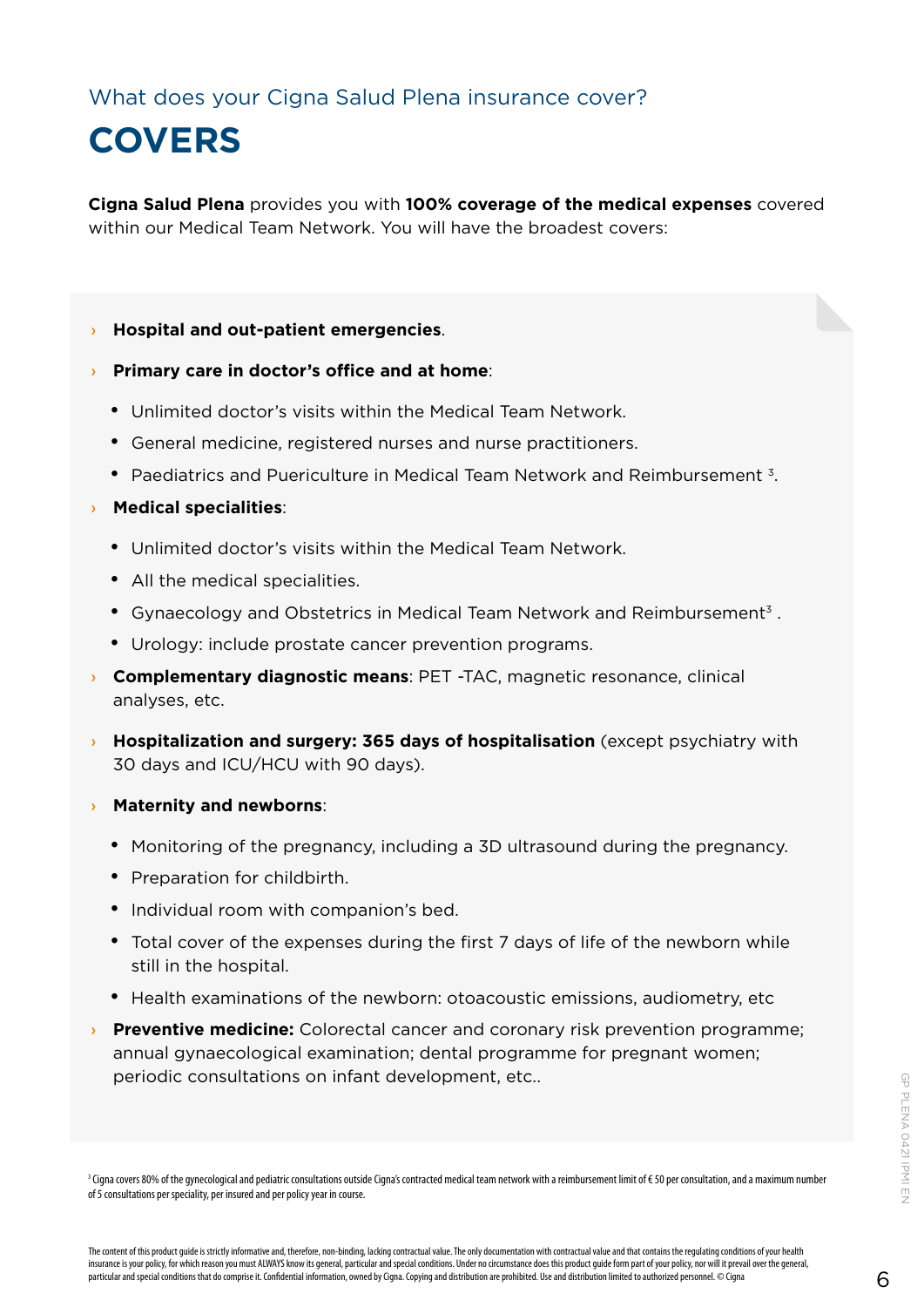What does your Cigna Salud Plena insurance cover?

# COVERS

**Cigna Salud Plena** provides you with **100% coverage of the medical expenses** covered within our Medical Team Network. You will have the broadest covers:

- **Hospital and out-patient emergencies**.
- **Primary care in doctor's office and at home**:
  - Unlimited doctor's visits within the Medical Team Network.
  - General medicine, registered nurses and nurse practitioners.
  - Paediatrics and Puericulture in Medical Team Network and Reimbursement [3].
- **Medical specialities**:
  - Unlimited doctor's visits within the Medical Team Network.
  - All the medical specialities.
  - Gynaecology and Obstetrics in Medical Team Network and Reimbursement[3] .
  - Urology: include prostate cancer prevention programs.
- **Complementary diagnostic means**: PET -TAC, magnetic resonance, clinical analyses, etc.
- **Hospitalization and surgery: 365 days of hospitalisation** (except psychiatry with 30 days and ICU/HCU with 90 days).
- **Maternity and newborns**:
  - Monitoring of the pregnancy, including a 3D ultrasound during the pregnancy.
  - Preparation for childbirth.
  - Individual room with companion's bed.
  - Total cover of the expenses during the first 7 days of life of the newborn while still in the hospital.
  - Health examinations of the newborn: otoacoustic emissions, audiometry, etc
- **Preventive medicine:** Colorectal cancer and coronary risk prevention programme; annual gynaecological examination; dental programme for pregnant women; periodic consultations on infant development, etc..

[3] Cigna covers 80% of the gynecological and pediatric consultations outside Cigna's contracted medical team network with a reimbursement limit of € 50 per consultation, and a maximum number of 5 consultations per speciality, per insured and per policy year in course.

The content of this product guide is strictly informative and, therefore, non-binding, lacking contractual value. The only documentation with contractual value and that contains the regulating conditions of your health insurance is your policy, for which reason you must ALWAYS know its general, particular and special conditions. Under no circumstance does this product guide form part of your policy, nor will it prevail over the general, particular and special conditions that do comprise it. Confidential information, owned by Cigna. Copying and distribution are prohibited. Use and distribution limited to authorized personnel. © Cigna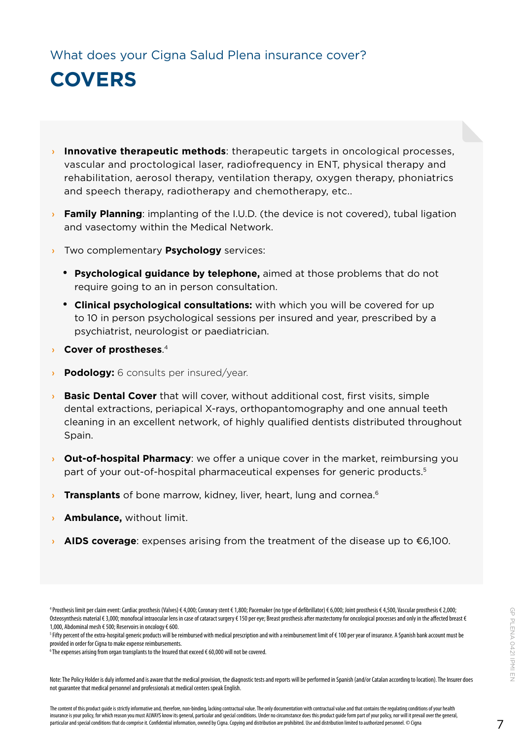What does your Cigna Salud Plena insurance cover?

# COVERS

- **Innovative therapeutic methods**: therapeutic targets in oncological processes, vascular and proctological laser, radiofrequency in ENT, physical therapy and rehabilitation, aerosol therapy, ventilation therapy, oxygen therapy, phoniatrics and speech therapy, radiotherapy and chemotherapy, etc..
- **Family Planning**: implanting of the I.U.D. (the device is not covered), tubal ligation and vasectomy within the Medical Network.
- Two complementary **Psychology** services:
  - **Psychological guidance by telephone,** aimed at those problems that do not require going to an in person consultation.
  - **Clinical psychological consultations:** with which you will be covered for up to 10 in person psychological sessions per insured and year, prescribed by a psychiatrist, neurologist or paediatrician.
- **Cover of prostheses**.[4]
- **Podology:** 6 consults per insured/year.
- **Basic Dental Cover** that will cover, without additional cost, first visits, simple dental extractions, periapical X-rays, orthopantomography and one annual teeth cleaning in an excellent network, of highly qualified dentists distributed throughout Spain.
- **Out-of-hospital Pharmacy**: we offer a unique cover in the market, reimbursing you part of your out-of-hospital pharmaceutical expenses for generic products.[5]
- **Transplants** of bone marrow, kidney, liver, heart, lung and cornea.[6]
- **Ambulance,** without limit.
- **AIDS coverage**: expenses arising from the treatment of the disease up to €6,100.

[4] Prosthesis limit per claim event: Cardiac prosthesis (Valves) € 4,000; Coronary stent € 1,800; Pacemaker (no type of defibrillator) € 6,000; Joint prosthesis € 4,500, Vascular prosthesis € 2,000; Osteosynthesis material € 3,000; monofocal intraocular lens in case of cataract surgery € 150 per eye; Breast prosthesis after mastectomy for oncological processes and only in the affected breast € 1,000, Abdominal mesh € 500; Reservoirs in oncology € 600.

[5] Fifty percent of the extra-hospital generic products will be reimbursed with medical prescription and with a reimbursement limit of € 100 per year of insurance. A Spanish bank account must be provided in order for Cigna to make expense reimbursements.

[6] The expenses arising from organ transplants to the Insured that exceed € 60,000 will not be covered.

Note: The Policy Holder is duly informed and is aware that the medical provision, the diagnostic tests and reports will be performed in Spanish (and/or Catalan according to location). The Insurer does not guarantee that medical personnel and professionals at medical centers speak English.

The content of this product guide is strictly informative and, therefore, non-binding, lacking contractual value. The only documentation with contractual value and that contains the regulating conditions of your health insurance is your policy, for which reason you must ALWAYS know its general, particular and special conditions. Under no circumstance does this product guide form part of your policy, nor will it prevail over the general, particular and special conditions that do comprise it. Confidential information, owned by Cigna. Copying and distribution are prohibited. Use and distribution limited to authorized personnel. © Cigna

GP PLENA 0421 IPMI EN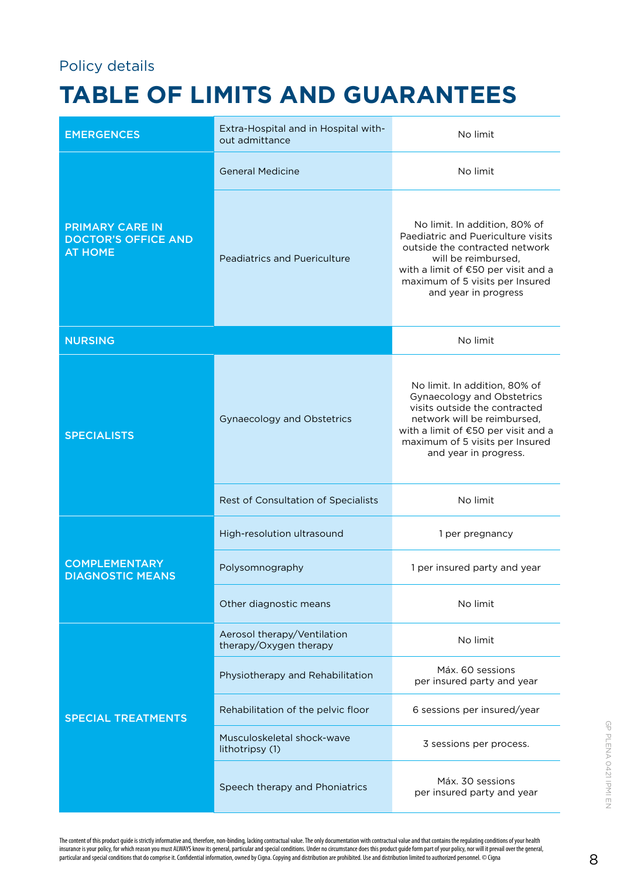Policy details

# TABLE OF LIMITS AND GUARANTEES

| | | |
|---|---|---|
| **EMERGENCES** | Extra-Hospital and in Hospital without admittance | No limit |
| **PRIMARY CARE IN DOCTOR'S OFFICE AND AT HOME** | General Medicine | No limit |
| | Peadiatrics and Puericulture | No limit. In addition, 80% of Paediatric and Puericulture visits outside the contracted network will be reimbursed, with a limit of €50 per visit and a maximum of 5 visits per Insured and year in progress |
| **NURSING** | | No limit |
| **SPECIALISTS** | Gynaecology and Obstetrics | No limit. In addition, 80% of Gynaecology and Obstetrics visits outside the contracted network will be reimbursed, with a limit of €50 per visit and a maximum of 5 visits per Insured and year in progress. |
| | Rest of Consultation of Specialists | No limit |
| **COMPLEMENTARY DIAGNOSTIC MEANS** | High-resolution ultrasound | 1 per pregnancy |
| | Polysomnography | 1 per insured party and year |
| | Other diagnostic means | No limit |
| **SPECIAL TREATMENTS** | Aerosol therapy/Ventilation therapy/Oxygen therapy | No limit |
| | Physiotherapy and Rehabilitation | Máx. 60 sessions per insured party and year |
| | Rehabilitation of the pelvic floor | 6 sessions per insured/year |
| | Musculoskeletal shock-wave lithotripsy (1) | 3 sessions per process. |
| | Speech therapy and Phoniatrics | Máx. 30 sessions per insured party and year |

The content of this product guide is strictly informative and, therefore, non-binding, lacking contractual value. The only documentation with contractual value and that contains the regulating conditions of your health insurance is your policy, for which reason you must ALWAYS know its general, particular and special conditions. Under no circumstance does this product guide form part of your policy, nor will it prevail over the general, particular and special conditions that do comprise it. Confidential information, owned by Cigna. Copying and distribution are prohibited. Use and distribution limited to authorized personnel. © Cigna

GP PLENA 0421 IPMI EN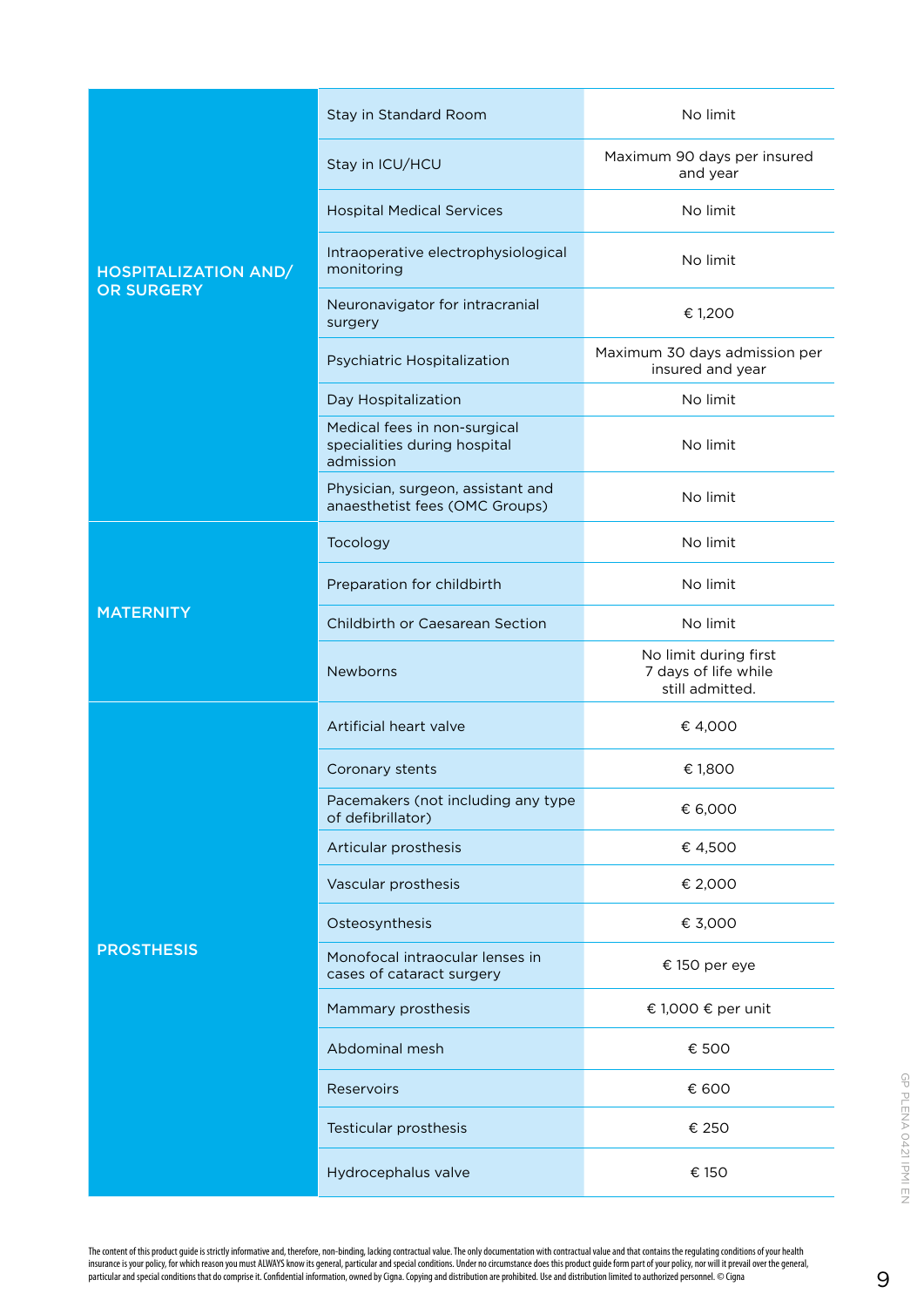| | | |
|---|---|---|
| HOSPITALIZATION AND/ OR SURGERY | Stay in Standard Room | No limit |
| | Stay in ICU/HCU | Maximum 90 days per insured and year |
| | Hospital Medical Services | No limit |
| | Intraoperative electrophysiological monitoring | No limit |
| | Neuronavigator for intracranial surgery | € 1,200 |
| | Psychiatric Hospitalization | Maximum 30 days admission per insured and year |
| | Day Hospitalization | No limit |
| | Medical fees in non-surgical specialities during hospital admission | No limit |
| | Physician, surgeon, assistant and anaesthetist fees (OMC Groups) | No limit |
| MATERNITY | Tocology | No limit |
| | Preparation for childbirth | No limit |
| | Childbirth or Caesarean Section | No limit |
| | Newborns | No limit during first 7 days of life while still admitted. |
| PROSTHESIS | Artificial heart valve | € 4,000 |
| | Coronary stents | € 1,800 |
| | Pacemakers (not including any type of defibrillator) | € 6,000 |
| | Articular prosthesis | € 4,500 |
| | Vascular prosthesis | € 2,000 |
| | Osteosynthesis | € 3,000 |
| | Monofocal intraocular lenses in cases of cataract surgery | € 150 per eye |
| | Mammary prosthesis | € 1,000 € per unit |
| | Abdominal mesh | € 500 |
| | Reservoirs | € 600 |
| | Testicular prosthesis | € 250 |
| | Hydrocephalus valve | € 150 |

The content of this product guide is strictly informative and, therefore, non-binding, lacking contractual value. The only documentation with contractual value and that contains the regulating conditions of your health insurance is your policy, for which reason you must ALWAYS know its general, particular and special conditions. Under no circumstance does this product guide form part of your policy, nor will it prevail over the general, particular and special conditions that do comprise it. Confidential information, owned by Cigna. Copying and distribution are prohibited. Use and distribution limited to authorized personnel. © Cigna

GP PLENA 0421 IPMI EN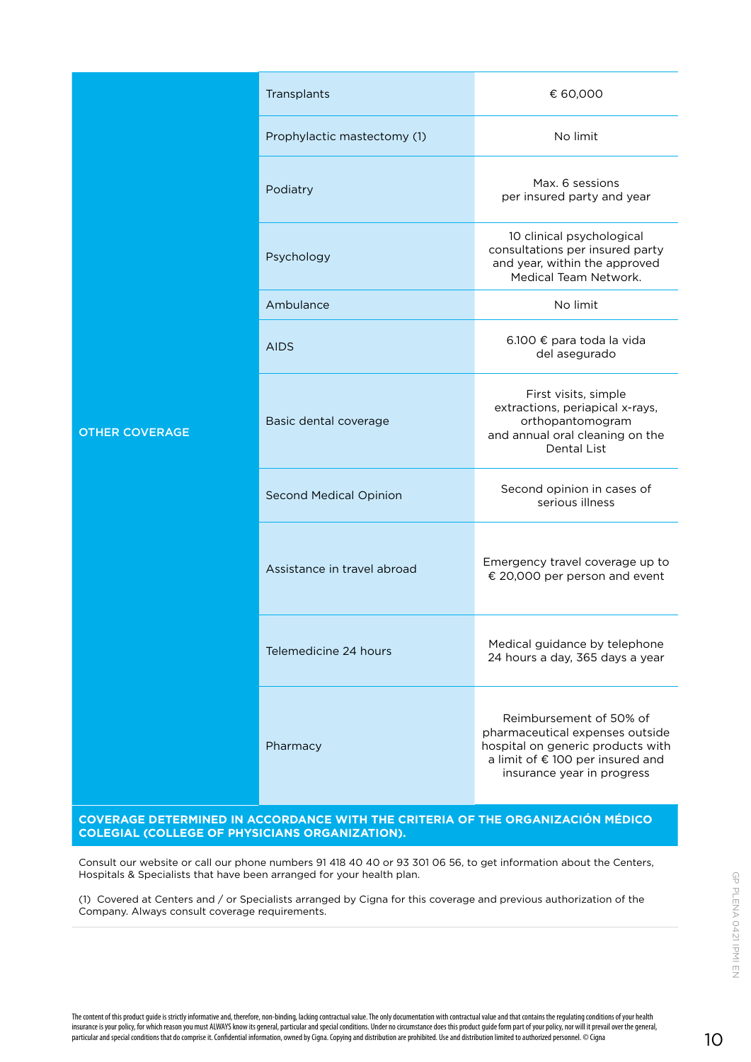| | | |
|---|---|---|
| OTHER COVERAGE | Transplants | € 60,000 |
| | Prophylactic mastectomy (1) | No limit |
| | Podiatry | Max. 6 sessions per insured party and year |
| | Psychology | 10 clinical psychological consultations per insured party and year, within the approved Medical Team Network. |
| | Ambulance | No limit |
| | AIDS | 6.100 € para toda la vida del asegurado |
| | Basic dental coverage | First visits, simple extractions, periapical x-rays, orthopantomogram and annual oral cleaning on the Dental List |
| | Second Medical Opinion | Second opinion in cases of serious illness |
| | Assistance in travel abroad | Emergency travel coverage up to € 20,000 per person and event |
| | Telemedicine 24 hours | Medical guidance by telephone 24 hours a day, 365 days a year |
| | Pharmacy | Reimbursement of 50% of pharmaceutical expenses outside hospital on generic products with a limit of € 100 per insured and insurance year in progress |

**COVERAGE DETERMINED IN ACCORDANCE WITH THE CRITERIA OF THE ORGANIZACIÓN MÉDICO COLEGIAL (COLLEGE OF PHYSICIANS ORGANIZATION).**

Consult our website or call our phone numbers 91 418 40 40 or 93 301 06 56, to get information about the Centers, Hospitals & Specialists that have been arranged for your health plan.

(1) Covered at Centers and / or Specialists arranged by Cigna for this coverage and previous authorization of the Company. Always consult coverage requirements.

The content of this product guide is strictly informative and, therefore, non-binding, lacking contractual value. The only documentation with contractual value and that contains the regulating conditions of your health insurance is your policy, for which reason you must ALWAYS know its general, particular and special conditions. Under no circumstance does this product guide form part of your policy, nor will it prevail over the general, particular and special conditions that do comprise it. Confidential information, owned by Cigna. Copying and distribution are prohibited. Use and distribution limited to authorized personnel. © Cigna

GP PLENA 0421 IPMI EN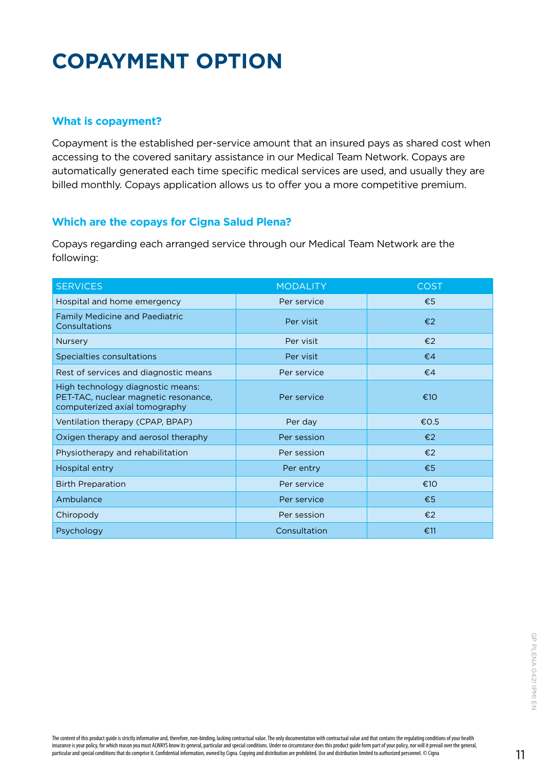# COPAYMENT OPTION

## What is copayment?

Copayment is the established per-service amount that an insured pays as shared cost when accessing to the covered sanitary assistance in our Medical Team Network. Copays are automatically generated each time specific medical services are used, and usually they are billed monthly. Copays application allows us to offer you a more competitive premium.

## Which are the copays for Cigna Salud Plena?

Copays regarding each arranged service through our Medical Team Network are the following:

| SERVICES | MODALITY | COST |
|---|---|---|
| Hospital and home emergency | Per service | €5 |
| Family Medicine and Paediatric Consultations | Per visit | €2 |
| Nursery | Per visit | €2 |
| Specialties consultations | Per visit | €4 |
| Rest of services and diagnostic means | Per service | €4 |
| High technology diagnostic means: PET-TAC, nuclear magnetic resonance, computerized axial tomography | Per service | €10 |
| Ventilation therapy (CPAP, BPAP) | Per day | €0.5 |
| Oxigen therapy and aerosol theraphy | Per session | €2 |
| Physiotherapy and rehabilitation | Per session | €2 |
| Hospital entry | Per entry | €5 |
| Birth Preparation | Per service | €10 |
| Ambulance | Per service | €5 |
| Chiropody | Per session | €2 |
| Psychology | Consultation | €11 |

The content of this product guide is strictly informative and, therefore, non-binding, lacking contractual value. The only documentation with contractual value and that contains the regulating conditions of your health insurance is your policy, for which reason you must ALWAYS know its general, particular and special conditions. Under no circumstance does this product guide form part of your policy, nor will it prevail over the general, particular and special conditions that do comprise it. Confidential information, owned by Cigna. Copying and distribution are prohibited. Use and distribution limited to authorized personnel. © Cigna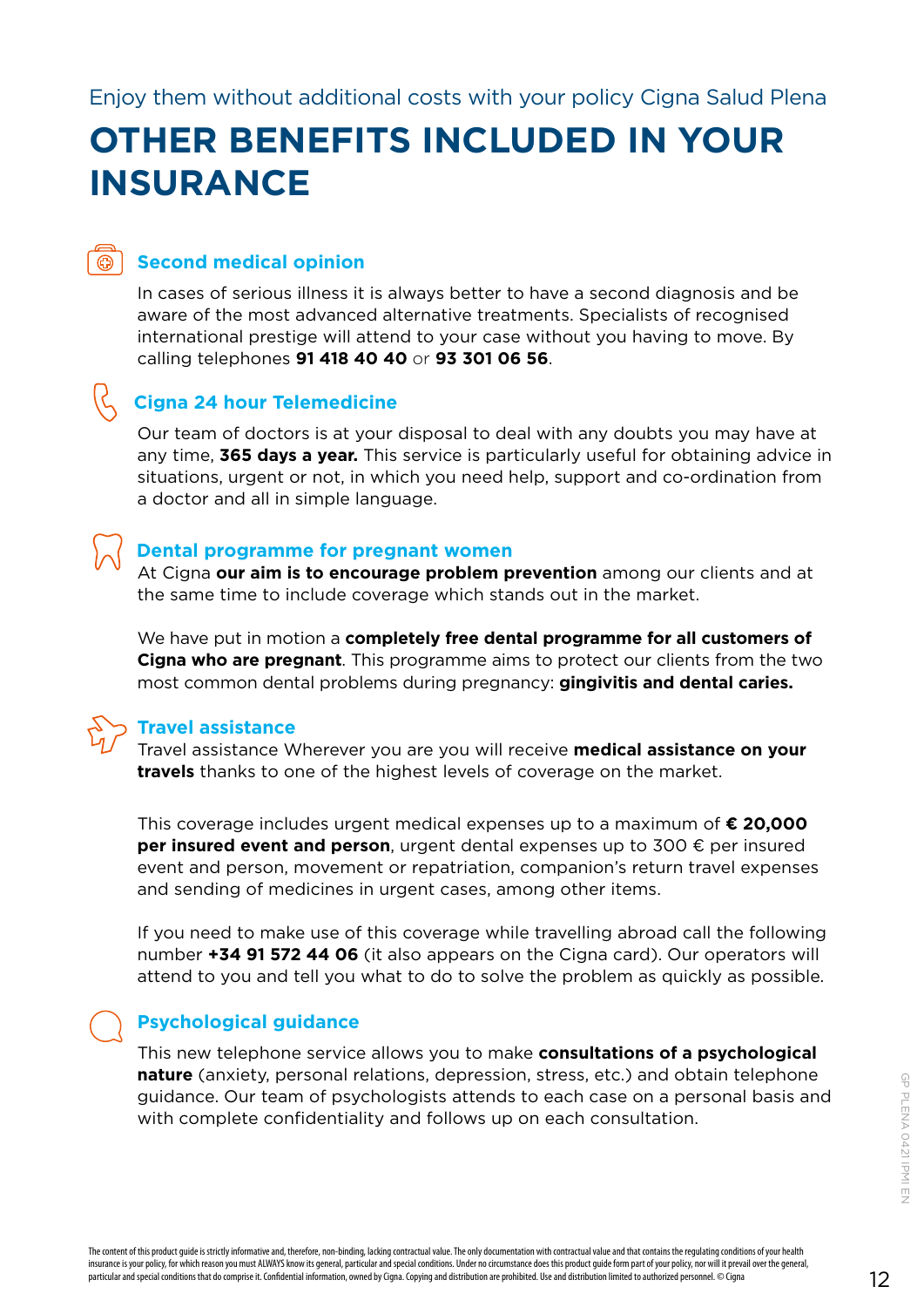Enjoy them without additional costs with your policy Cigna Salud Plena

# OTHER BENEFITS INCLUDED IN YOUR INSURANCE

### Second medical opinion

In cases of serious illness it is always better to have a second diagnosis and be aware of the most advanced alternative treatments. Specialists of recognised international prestige will attend to your case without you having to move. By calling telephones **91 418 40 40** or **93 301 06 56**.

### Cigna 24 hour Telemedicine

Our team of doctors is at your disposal to deal with any doubts you may have at any time, **365 days a year.** This service is particularly useful for obtaining advice in situations, urgent or not, in which you need help, support and co-ordination from a doctor and all in simple language.

### Dental programme for pregnant women

At Cigna **our aim is to encourage problem prevention** among our clients and at the same time to include coverage which stands out in the market.

We have put in motion a **completely free dental programme for all customers of Cigna who are pregnant**. This programme aims to protect our clients from the two most common dental problems during pregnancy: **gingivitis and dental caries.**

### Travel assistance

Travel assistance Wherever you are you will receive **medical assistance on your travels** thanks to one of the highest levels of coverage on the market.

This coverage includes urgent medical expenses up to a maximum of **€ 20,000 per insured event and person**, urgent dental expenses up to 300 € per insured event and person, movement or repatriation, companion's return travel expenses and sending of medicines in urgent cases, among other items.

If you need to make use of this coverage while travelling abroad call the following number **+34 91 572 44 06** (it also appears on the Cigna card). Our operators will attend to you and tell you what to do to solve the problem as quickly as possible.

### Psychological guidance

This new telephone service allows you to make **consultations of a psychological nature** (anxiety, personal relations, depression, stress, etc.) and obtain telephone guidance. Our team of psychologists attends to each case on a personal basis and with complete confidentiality and follows up on each consultation.

The content of this product guide is strictly informative and, therefore, non-binding, lacking contractual value. The only documentation with contractual value and that contains the regulating conditions of your health insurance is your policy, for which reason you must ALWAYS know its general, particular and special conditions. Under no circumstance does this product guide form part of your policy, nor will it prevail over the general, particular and special conditions that do comprise it. Confidential information, owned by Cigna. Copying and distribution are prohibited. Use and distribution limited to authorized personnel. © Cigna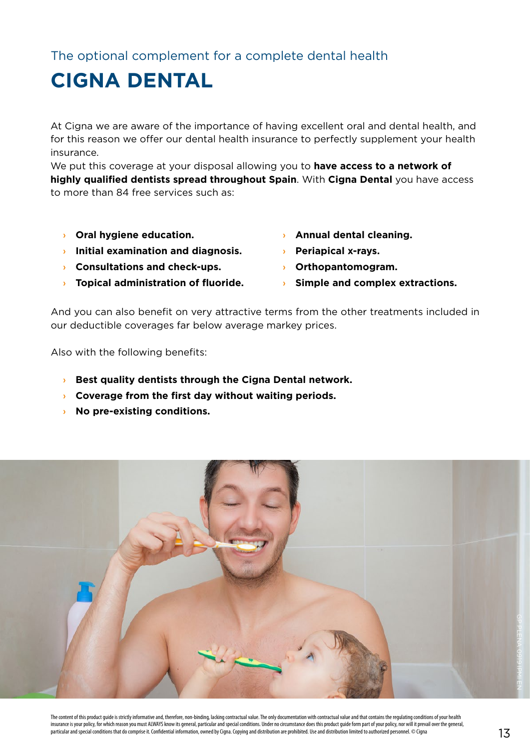The optional complement for a complete dental health

# CIGNA DENTAL

At Cigna we are aware of the importance of having excellent oral and dental health, and for this reason we offer our dental health insurance to perfectly supplement your health insurance.
We put this coverage at your disposal allowing you to **have access to a network of highly qualified dentists spread throughout Spain**. With **Cigna Dental** you have access to more than 84 free services such as:

- **Oral hygiene education.**
- **Initial examination and diagnosis.**
- **Consultations and check-ups.**
- **Topical administration of fluoride.**
- **Annual dental cleaning.**
- **Periapical x-rays.**
- **Orthopantomogram.**
- **Simple and complex extractions.**

And you can also benefit on very attractive terms from the other treatments included in our deductible coverages far below average markey prices.

Also with the following benefits:

- **Best quality dentists through the Cigna Dental network.**
- **Coverage from the first day without waiting periods.**
- **No pre-existing conditions.**

GP PLENA 0919 IPMI EN

The content of this product guide is strictly informative and, therefore, non-binding, lacking contractual value. The only documentation with contractual value and that contains the regulating conditions of your health insurance is your policy, for which reason you must ALWAYS know its general, particular and special conditions. Under no circumstance does this product guide form part of your policy, nor will it prevail over the general, particular and special conditions that do comprise it. Confidential information, owned by Cigna. Copying and distribution are prohibited. Use and distribution limited to authorized personnel. © Cigna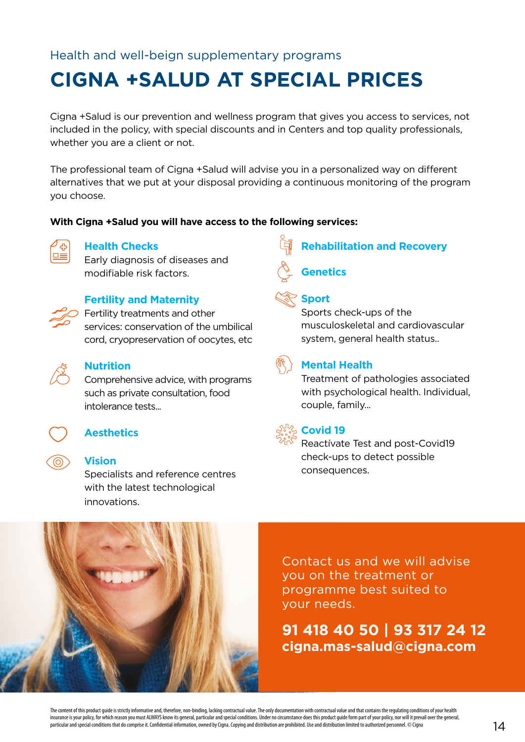Health and well-beign supplementary programs

# CIGNA +SALUD AT SPECIAL PRICES

Cigna +Salud is our prevention and wellness program that gives you access to services, not included in the policy, with special discounts and in Centers and top quality professionals, whether you are a client or not.

The professional team of Cigna +Salud will advise you in a personalized way on different alternatives that we put at your disposal providing a continuous monitoring of the program you choose.

**With Cigna +Salud you will have access to the following services:**

### Health Checks
Early diagnosis of diseases and modifiable risk factors.

### Fertility and Maternity
Fertility treatments and other services: conservation of the umbilical cord, cryopreservation of oocytes, etc

### Nutrition
Comprehensive advice, with programs such as private consultation, food intolerance tests...

### Aesthetics

### Vision
Specialists and reference centres with the latest technological innovations.

### Rehabilitation and Recovery

### Genetics

### Sport
Sports check-ups of the musculoskeletal and cardiovascular system, general health status..

### Mental Health
Treatment of pathologies associated with psychological health. Individual, couple, family...

### Covid 19
Reactívate Test and post-Covid19 check-ups to detect possible consequences.

Contact us and we will advise you on the treatment or programme best suited to your needs.

**91 418 40 50 | 93 317 24 12**
**cigna.mas-salud@cigna.com**

The content of this product guide is strictly informative and, therefore, non-binding, lacking contractual value. The only documentation with contractual value and that contains the regulating conditions of your health insurance is your policy, for which reason you must ALWAYS know its general, particular and special conditions. Under no circumstance does this product guide form part of your policy, nor will it prevail over the general, particular and special conditions that do comprise it. Confidential information, owned by Cigna. Copying and distribution are prohibited. Use and distribution limited to authorized personnel. © Cigna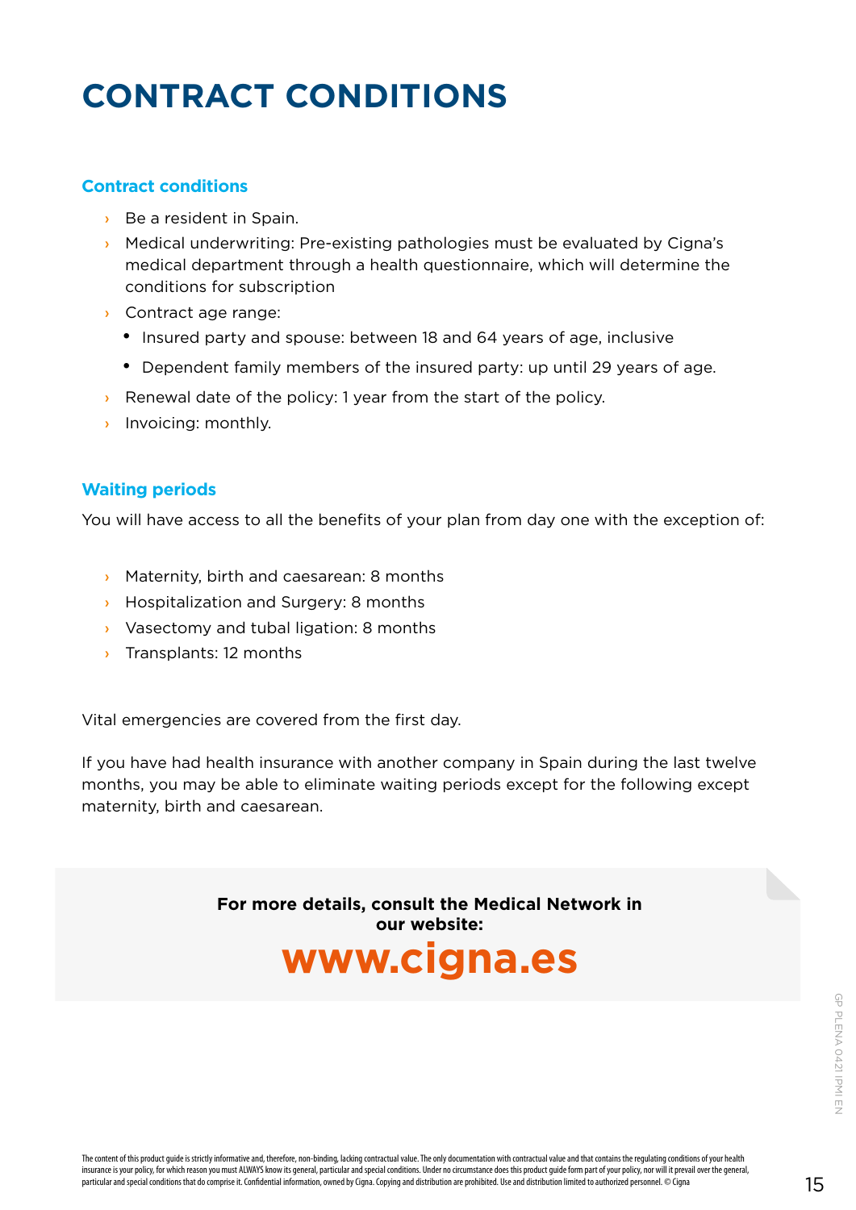# CONTRACT CONDITIONS

## Contract conditions

- Be a resident in Spain.
- Medical underwriting: Pre-existing pathologies must be evaluated by Cigna's medical department through a health questionnaire, which will determine the conditions for subscription
- Contract age range:
  - Insured party and spouse: between 18 and 64 years of age, inclusive
  - Dependent family members of the insured party: up until 29 years of age.
- Renewal date of the policy: 1 year from the start of the policy.
- Invoicing: monthly.

## Waiting periods

You will have access to all the benefits of your plan from day one with the exception of:

- Maternity, birth and caesarean: 8 months
- Hospitalization and Surgery: 8 months
- Vasectomy and tubal ligation: 8 months
- Transplants: 12 months

Vital emergencies are covered from the first day.

If you have had health insurance with another company in Spain during the last twelve months, you may be able to eliminate waiting periods except for the following except maternity, birth and caesarean.

**For more details, consult the Medical Network in our website:**

**www.cigna.es**

GP PLENA 0421 IPMI EN

The content of this product guide is strictly informative and, therefore, non-binding, lacking contractual value. The only documentation with contractual value and that contains the regulating conditions of your health insurance is your policy, for which reason you must ALWAYS know its general, particular and special conditions. Under no circumstance does this product guide form part of your policy, nor will it prevail over the general, particular and special conditions that do comprise it. Confidential information, owned by Cigna. Copying and distribution are prohibited. Use and distribution limited to authorized personnel. © Cigna